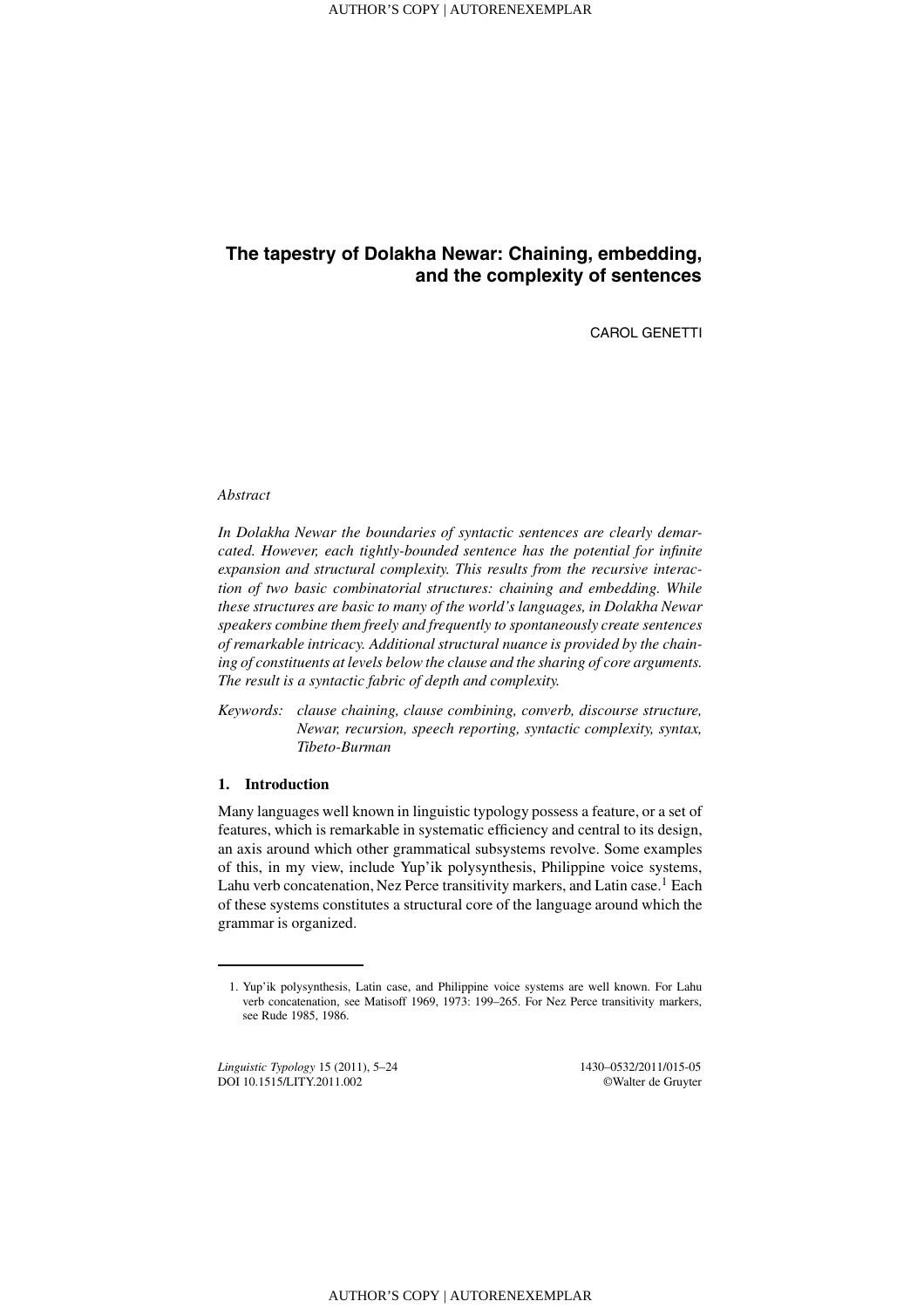# The tapestry of Dolakha Newar: Chaining, embedding, and the complexity of sentences

CAROL GENETTI

*Abstract*

*In Dolakha Newar the boundaries of syntactic sentences are clearly demarcated. However, each tightly-bounded sentence has the potential for infinite expansion and structural complexity. This results from the recursive interaction of two basic combinatorial structures: chaining and embedding. While these structures are basic to many of the world's languages, in Dolakha Newar speakers combine them freely and frequently to spontaneously create sentences of remarkable intricacy. Additional structural nuance is provided by the chaining of constituents at levels below the clause and the sharing of core arguments. The result is a syntactic fabric of depth and complexity.*

*Keywords:* *clause chaining, clause combining, converb, discourse structure, Newar, recursion, speech reporting, syntactic complexity, syntax, Tibeto-Burman*

## 1. Introduction

Many languages well known in linguistic typology possess a feature, or a set of features, which is remarkable in systematic efficiency and central to its design, an axis around which other grammatical subsystems revolve. Some examples of this, in my view, include Yup'ik polysynthesis, Philippine voice systems, Lahu verb concatenation, Nez Perce transitivity markers, and Latin case.[1] Each of these systems constitutes a structural core of the language around which the grammar is organized.

1. Yup'ik polysynthesis, Latin case, and Philippine voice systems are well known. For Lahu verb concatenation, see Matisoff 1969, 1973: 199–265. For Nez Perce transitivity markers, see Rude 1985, 1986.

*Linguistic Typology* 15 (2011), 5–24 1430–0532/2011/015-05
DOI 10.1515/LITY.2011.002 ©Walter de Gruyter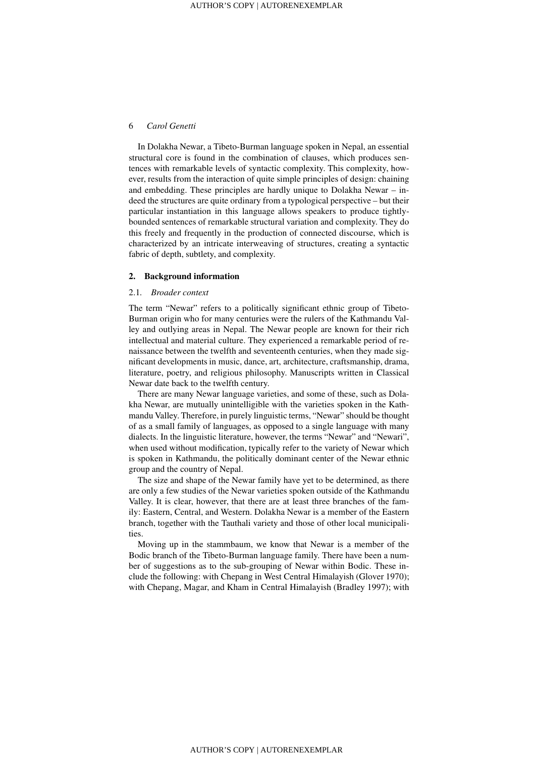In Dolakha Newar, a Tibeto-Burman language spoken in Nepal, an essential structural core is found in the combination of clauses, which produces sentences with remarkable levels of syntactic complexity. This complexity, however, results from the interaction of quite simple principles of design: chaining and embedding. These principles are hardly unique to Dolakha Newar – indeed the structures are quite ordinary from a typological perspective – but their particular instantiation in this language allows speakers to produce tightly-bounded sentences of remarkable structural variation and complexity. They do this freely and frequently in the production of connected discourse, which is characterized by an intricate interweaving of structures, creating a syntactic fabric of depth, subtlety, and complexity.

## 2. Background information

### 2.1. *Broader context*

The term "Newar" refers to a politically significant ethnic group of Tibeto-Burman origin who for many centuries were the rulers of the Kathmandu Valley and outlying areas in Nepal. The Newar people are known for their rich intellectual and material culture. They experienced a remarkable period of renaissance between the twelfth and seventeenth centuries, when they made significant developments in music, dance, art, architecture, craftsmanship, drama, literature, poetry, and religious philosophy. Manuscripts written in Classical Newar date back to the twelfth century.

There are many Newar language varieties, and some of these, such as Dolakha Newar, are mutually unintelligible with the varieties spoken in the Kathmandu Valley. Therefore, in purely linguistic terms, "Newar" should be thought of as a small family of languages, as opposed to a single language with many dialects. In the linguistic literature, however, the terms "Newar" and "Newari", when used without modification, typically refer to the variety of Newar which is spoken in Kathmandu, the politically dominant center of the Newar ethnic group and the country of Nepal.

The size and shape of the Newar family have yet to be determined, as there are only a few studies of the Newar varieties spoken outside of the Kathmandu Valley. It is clear, however, that there are at least three branches of the family: Eastern, Central, and Western. Dolakha Newar is a member of the Eastern branch, together with the Tauthali variety and those of other local municipalities.

Moving up in the stammbaum, we know that Newar is a member of the Bodic branch of the Tibeto-Burman language family. There have been a number of suggestions as to the sub-grouping of Newar within Bodic. These include the following: with Chepang in West Central Himalayish (Glover 1970); with Chepang, Magar, and Kham in Central Himalayish (Bradley 1997); with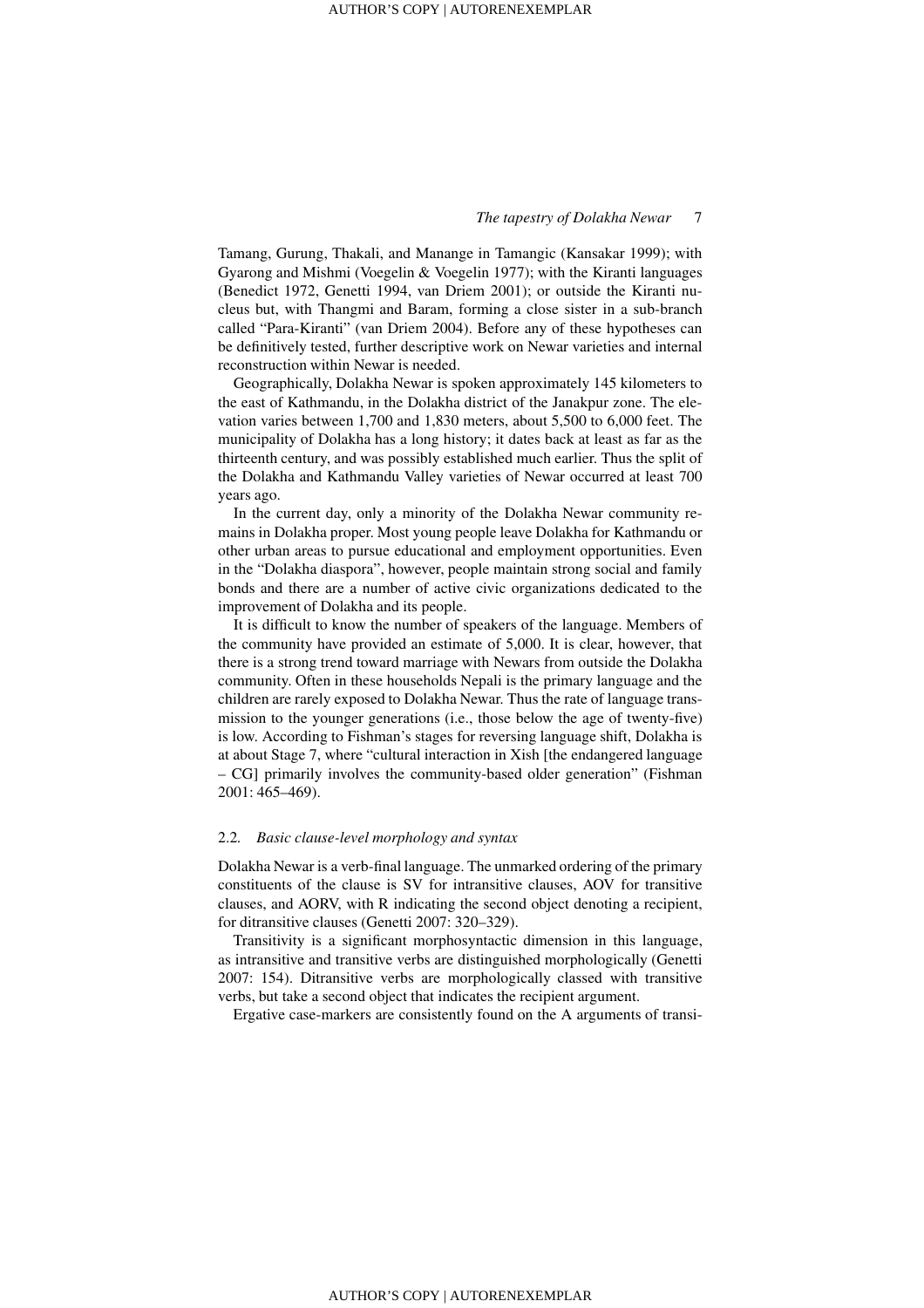Tamang, Gurung, Thakali, and Manange in Tamangic (Kansakar 1999); with Gyarong and Mishmi (Voegelin & Voegelin 1977); with the Kiranti languages (Benedict 1972, Genetti 1994, van Driem 2001); or outside the Kiranti nucleus but, with Thangmi and Baram, forming a close sister in a sub-branch called "Para-Kiranti" (van Driem 2004). Before any of these hypotheses can be definitively tested, further descriptive work on Newar varieties and internal reconstruction within Newar is needed.

Geographically, Dolakha Newar is spoken approximately 145 kilometers to the east of Kathmandu, in the Dolakha district of the Janakpur zone. The elevation varies between 1,700 and 1,830 meters, about 5,500 to 6,000 feet. The municipality of Dolakha has a long history; it dates back at least as far as the thirteenth century, and was possibly established much earlier. Thus the split of the Dolakha and Kathmandu Valley varieties of Newar occurred at least 700 years ago.

In the current day, only a minority of the Dolakha Newar community remains in Dolakha proper. Most young people leave Dolakha for Kathmandu or other urban areas to pursue educational and employment opportunities. Even in the "Dolakha diaspora", however, people maintain strong social and family bonds and there are a number of active civic organizations dedicated to the improvement of Dolakha and its people.

It is difficult to know the number of speakers of the language. Members of the community have provided an estimate of 5,000. It is clear, however, that there is a strong trend toward marriage with Newars from outside the Dolakha community. Often in these households Nepali is the primary language and the children are rarely exposed to Dolakha Newar. Thus the rate of language transmission to the younger generations (i.e., those below the age of twenty-five) is low. According to Fishman's stages for reversing language shift, Dolakha is at about Stage 7, where "cultural interaction in Xish [the endangered language – CG] primarily involves the community-based older generation" (Fishman 2001: 465–469).

### 2.2. *Basic clause-level morphology and syntax*

Dolakha Newar is a verb-final language. The unmarked ordering of the primary constituents of the clause is SV for intransitive clauses, AOV for transitive clauses, and AORV, with R indicating the second object denoting a recipient, for ditransitive clauses (Genetti 2007: 320–329).

Transitivity is a significant morphosyntactic dimension in this language, as intransitive and transitive verbs are distinguished morphologically (Genetti 2007: 154). Ditransitive verbs are morphologically classed with transitive verbs, but take a second object that indicates the recipient argument.

Ergative case-markers are consistently found on the A arguments of transi-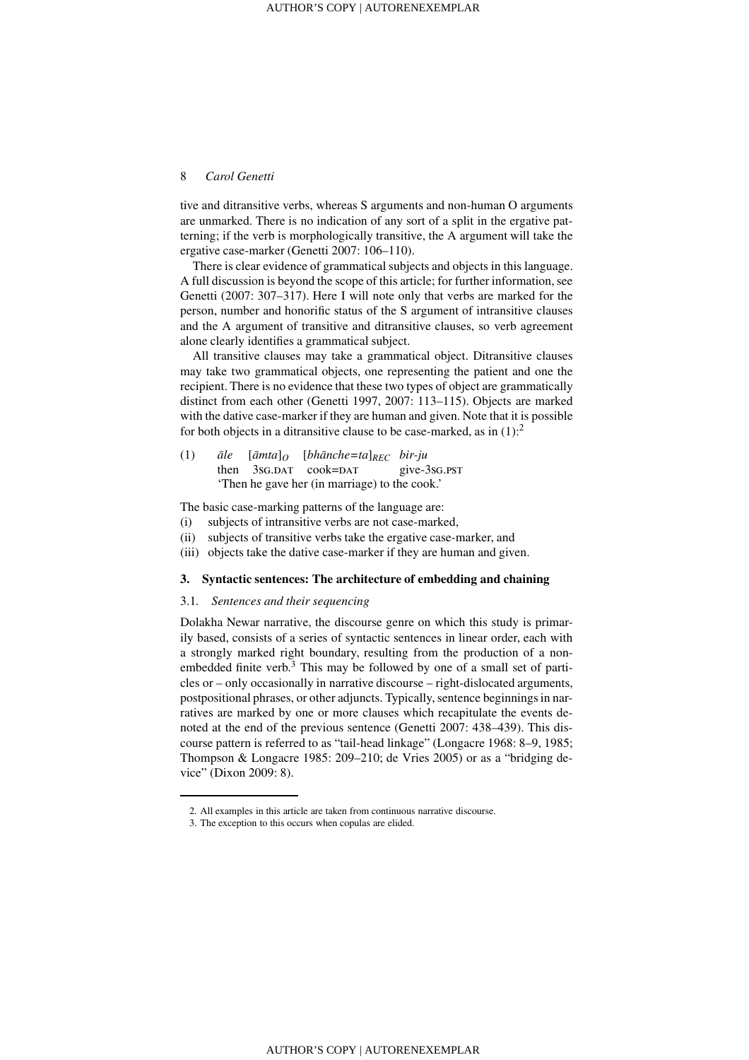tive and ditransitive verbs, whereas S arguments and non-human O arguments are unmarked. There is no indication of any sort of a split in the ergative patterning; if the verb is morphologically transitive, the A argument will take the ergative case-marker (Genetti 2007: 106–110).

There is clear evidence of grammatical subjects and objects in this language. A full discussion is beyond the scope of this article; for further information, see Genetti (2007: 307–317). Here I will note only that verbs are marked for the person, number and honorific status of the S argument of intransitive clauses and the A argument of transitive and ditransitive clauses, so verb agreement alone clearly identifies a grammatical subject.

All transitive clauses may take a grammatical object. Ditransitive clauses may take two grammatical objects, one representing the patient and one the recipient. There is no evidence that these two types of object are grammatically distinct from each other (Genetti 1997, 2007: 113–115). Objects are marked with the dative case-marker if they are human and given. Note that it is possible for both objects in a ditransitive clause to be case-marked, as in (1):[2]

(1) *āle* [*āmta*]$_{O}$ [*bhānche=ta*]$_{REC}$ *bir-ju*
then 3SG.DAT cook=DAT give-3SG.PST
'Then he gave her (in marriage) to the cook.'

The basic case-marking patterns of the language are:

(i) subjects of intransitive verbs are not case-marked,
(ii) subjects of transitive verbs take the ergative case-marker, and
(iii) objects take the dative case-marker if they are human and given.

## 3. Syntactic sentences: The architecture of embedding and chaining

### 3.1. *Sentences and their sequencing*

Dolakha Newar narrative, the discourse genre on which this study is primarily based, consists of a series of syntactic sentences in linear order, each with a strongly marked right boundary, resulting from the production of a non-embedded finite verb.[3] This may be followed by one of a small set of particles or – only occasionally in narrative discourse – right-dislocated arguments, postpositional phrases, or other adjuncts. Typically, sentence beginnings in narratives are marked by one or more clauses which recapitulate the events denoted at the end of the previous sentence (Genetti 2007: 438–439). This discourse pattern is referred to as "tail-head linkage" (Longacre 1968: 8–9, 1985; Thompson & Longacre 1985: 209–210; de Vries 2005) or as a "bridging device" (Dixon 2009: 8).

2. All examples in this article are taken from continuous narrative discourse.
3. The exception to this occurs when copulas are elided.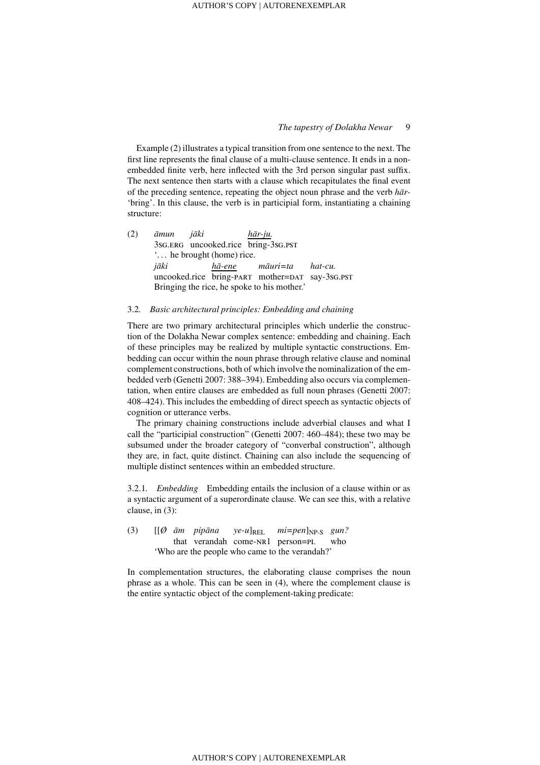Example (2) illustrates a typical transition from one sentence to the next. The first line represents the final clause of a multi-clause sentence. It ends in a non-embedded finite verb, here inflected with the 3rd person singular past suffix. The next sentence then starts with a clause which recapitulates the final event of the preceding sentence, repeating the object noun phrase and the verb *hār-* 'bring'. In this clause, the verb is in participial form, instantiating a chaining structure:

(2) *āmun* *jāki* *hār-ju.*
3SG.ERG uncooked.rice bring-3SG.PST
'... he brought (home) rice.
*jāki* *hā-ene* *māuri=ta* *hat-cu.*
uncooked.rice bring-PART mother=DAT say-3SG.PST
Bringing the rice, he spoke to his mother.'

### 3.2. *Basic architectural principles: Embedding and chaining*

There are two primary architectural principles which underlie the construction of the Dolakha Newar complex sentence: embedding and chaining. Each of these principles may be realized by multiple syntactic constructions. Embedding can occur within the noun phrase through relative clause and nominal complement constructions, both of which involve the nominalization of the embedded verb (Genetti 2007: 388–394). Embedding also occurs via complementation, when entire clauses are embedded as full noun phrases (Genetti 2007: 408–424). This includes the embedding of direct speech as syntactic objects of cognition or utterance verbs.

The primary chaining constructions include adverbial clauses and what I call the "participial construction" (Genetti 2007: 460–484); these two may be subsumed under the broader category of "converbal construction", although they are, in fact, quite distinct. Chaining can also include the sequencing of multiple distinct sentences within an embedded structure.

#### 3.2.1. *Embedding*

Embedding entails the inclusion of a clause within or as a syntactic argument of a superordinate clause. We can see this, with a relative clause, in (3):

(3) [[Ø *ām* *pipāna* *ye-u*]$_{REL}$ *mi=pen*]$_{NP\text{-}S}$ *gun?*
that verandah come-NR1 person=PL who
'Who are the people who came to the verandah?'

In complementation structures, the elaborating clause comprises the noun phrase as a whole. This can be seen in (4), where the complement clause is the entire syntactic object of the complement-taking predicate: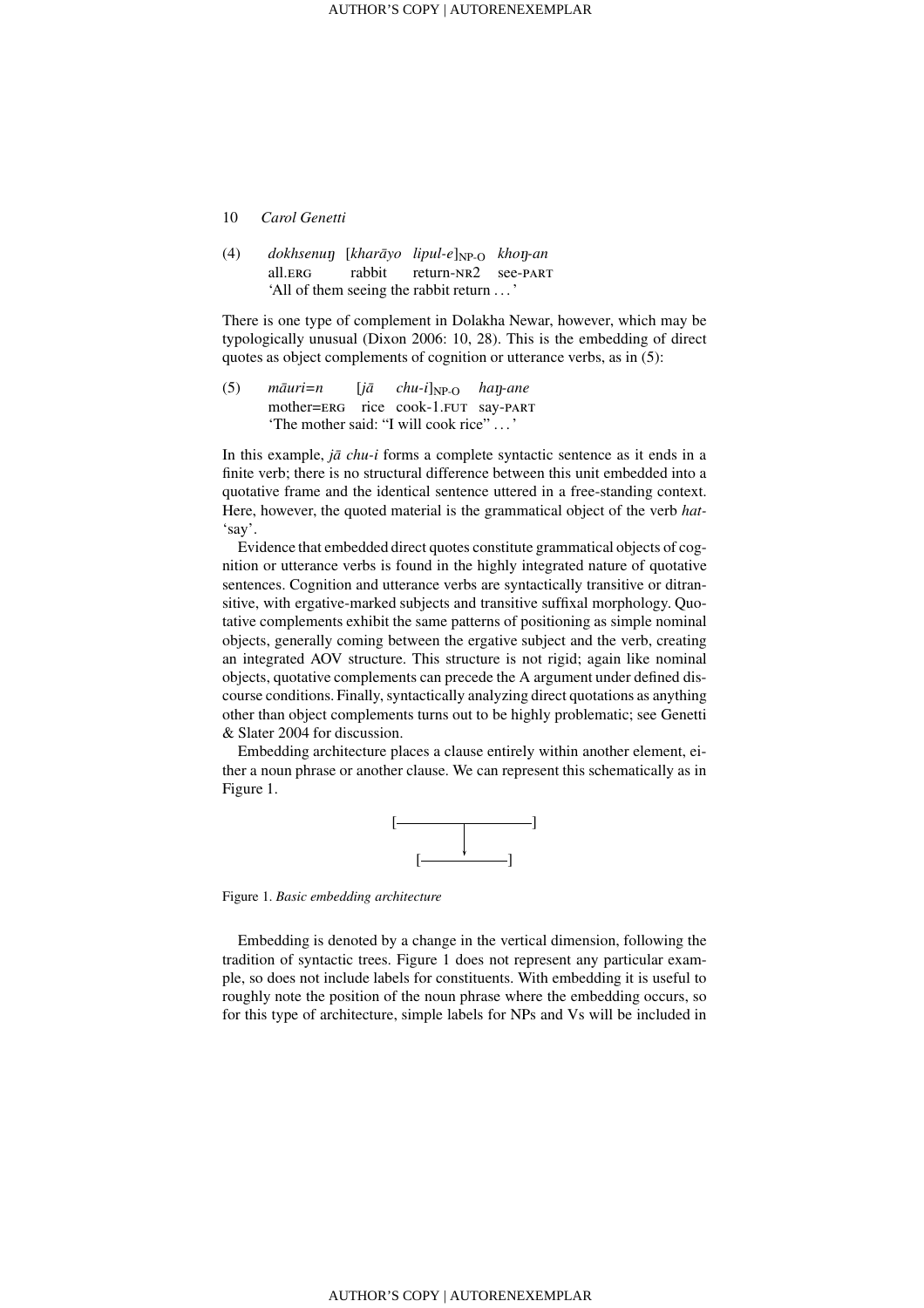(4) *dokhsenuŋ* [*kharāyo* *lipul-e*]$_{NP\text{-}O}$ *khoŋ-an*
all.ERG rabbit return-NR2 see-PART
'All of them seeing the rabbit return . . . '

There is one type of complement in Dolakha Newar, however, which may be typologically unusual (Dixon 2006: 10, 28). This is the embedding of direct quotes as object complements of cognition or utterance verbs, as in (5):

(5) *māuri=n* [*jā* *chu-i*]$_{NP\text{-}O}$ *haŋ-ane*
mother=ERG rice cook-1.FUT say-PART
'The mother said: "I will cook rice" . . . '

In this example, *jā chu-i* forms a complete syntactic sentence as it ends in a finite verb; there is no structural difference between this unit embedded into a quotative frame and the identical sentence uttered in a free-standing context. Here, however, the quoted material is the grammatical object of the verb *hat-* 'say'.

Evidence that embedded direct quotes constitute grammatical objects of cognition or utterance verbs is found in the highly integrated nature of quotative sentences. Cognition and utterance verbs are syntactically transitive or ditransitive, with ergative-marked subjects and transitive suffixal morphology. Quotative complements exhibit the same patterns of positioning as simple nominal objects, generally coming between the ergative subject and the verb, creating an integrated AOV structure. This structure is not rigid; again like nominal objects, quotative complements can precede the A argument under defined discourse conditions. Finally, syntactically analyzing direct quotations as anything other than object complements turns out to be highly problematic; see Genetti & Slater 2004 for discussion.

Embedding architecture places a clause entirely within another element, either a noun phrase or another clause. We can represent this schematically as in Figure 1.

Figure 1. *Basic embedding architecture*

Embedding is denoted by a change in the vertical dimension, following the tradition of syntactic trees. Figure 1 does not represent any particular example, so does not include labels for constituents. With embedding it is useful to roughly note the position of the noun phrase where the embedding occurs, so for this type of architecture, simple labels for NPs and Vs will be included in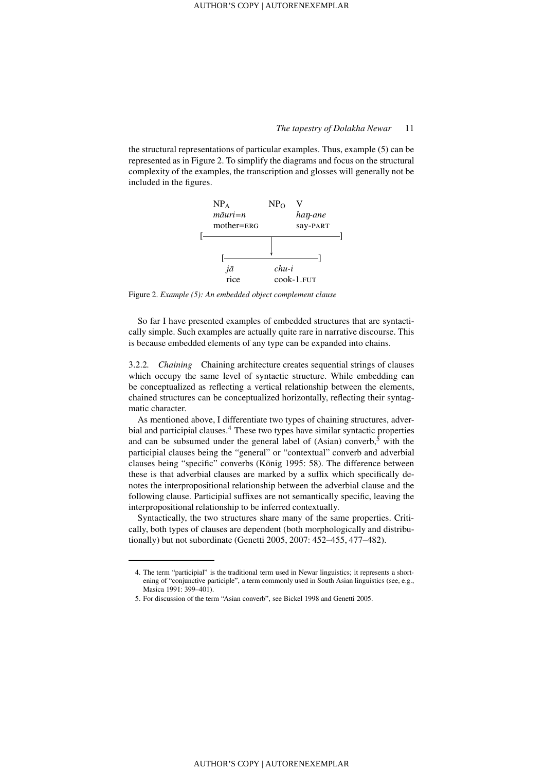the structural representations of particular examples. Thus, example (5) can be represented as in Figure 2. To simplify the diagrams and focus on the structural complexity of the examples, the transcription and glosses will generally not be included in the figures.

```
        NP_A          NP_O   V
        mãuri=n              haŋ-ane
        mother=ERG           say-PART
   [——————————————————————————————————]
                     |
                     v
      [————————————————————————]
        jā           chu-i
        rice         cook-1.FUT
```

Figure 2. *Example (5): An embedded object complement clause*

So far I have presented examples of embedded structures that are syntactically simple. Such examples are actually quite rare in narrative discourse. This is because embedded elements of any type can be expanded into chains.

3.2.2. *Chaining* Chaining architecture creates sequential strings of clauses which occupy the same level of syntactic structure. While embedding can be conceptualized as reflecting a vertical relationship between the elements, chained structures can be conceptualized horizontally, reflecting their syntagmatic character.

As mentioned above, I differentiate two types of chaining structures, adverbial and participial clauses.[4] These two types have similar syntactic properties and can be subsumed under the general label of (Asian) converb,[5] with the participial clauses being the "general" or "contextual" converb and adverbial clauses being "specific" converbs (König 1995: 58). The difference between these is that adverbial clauses are marked by a suffix which specifically denotes the interpropositional relationship between the adverbial clause and the following clause. Participial suffixes are not semantically specific, leaving the interpropositional relationship to be inferred contextually.

Syntactically, the two structures share many of the same properties. Critically, both types of clauses are dependent (both morphologically and distributionally) but not subordinate (Genetti 2005, 2007: 452–455, 477–482).

4. The term "participial" is the traditional term used in Newar linguistics; it represents a shortening of "conjunctive participle", a term commonly used in South Asian linguistics (see, e.g., Masica 1991: 399–401).

5. For discussion of the term "Asian converb", see Bickel 1998 and Genetti 2005.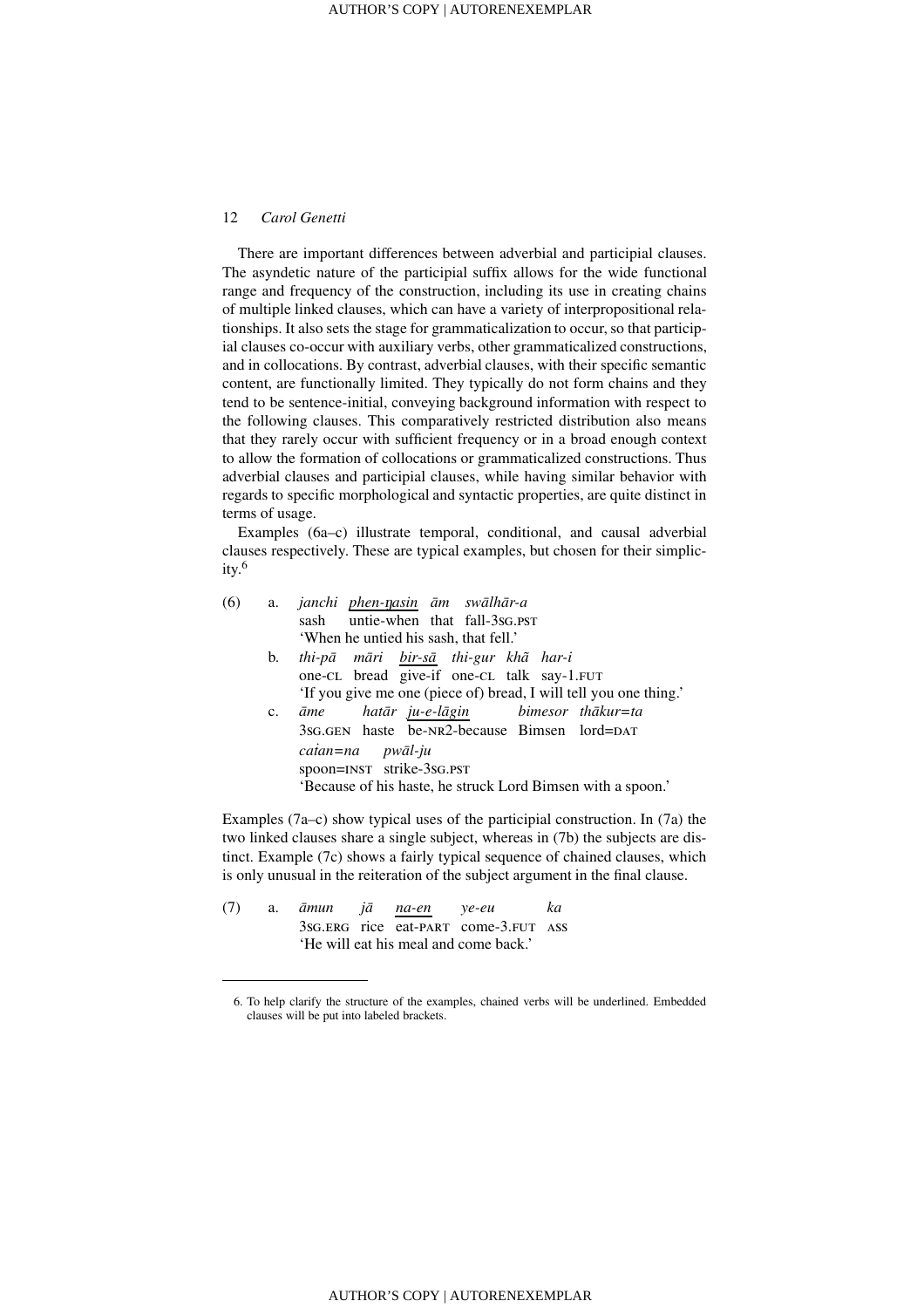There are important differences between adverbial and participial clauses. The asyndetic nature of the participial suffix allows for the wide functional range and frequency of the construction, including its use in creating chains of multiple linked clauses, which can have a variety of interpropositional relationships. It also sets the stage for grammaticalization to occur, so that participial clauses co-occur with auxiliary verbs, other grammaticalized constructions, and in collocations. By contrast, adverbial clauses, with their specific semantic content, are functionally limited. They typically do not form chains and they tend to be sentence-initial, conveying background information with respect to the following clauses. This comparatively restricted distribution also means that they rarely occur with sufficient frequency or in a broad enough context to allow the formation of collocations or grammaticalized constructions. Thus adverbial clauses and participial clauses, while having similar behavior with regards to specific morphological and syntactic properties, are quite distinct in terms of usage.

Examples (6a–c) illustrate temporal, conditional, and causal adverbial clauses respectively. These are typical examples, but chosen for their simplicity.[6]

(6) a. *janchi* <u>*phen-ŋasin*</u> *ām* *swālhār-a*
sash untie-when that fall-3SG.PST
'When he untied his sash, that fell.'

b. *thi-pā* *māri* <u>*bir-sā*</u> *thi-gur* *khā̃* *har-i*
one-CL bread give-if one-CL talk say-1.FUT
'If you give me one (piece of) bread, I will tell you one thing.'

c. *āme* *hatār* <u>*ju-e-lāgin*</u> *bimesor* *thā̃kur=ta*
3SG.GEN haste be-NR2-because Bimsen lord=DAT
*caṫan=na* *pwāl-ju*
spoon=INST strike-3SG.PST
'Because of his haste, he struck Lord Bimsen with a spoon.'

Examples (7a–c) show typical uses of the participial construction. In (7a) the two linked clauses share a single subject, whereas in (7b) the subjects are distinct. Example (7c) shows a fairly typical sequence of chained clauses, which is only unusual in the reiteration of the subject argument in the final clause.

(7) a. *āmun* *jā* <u>*na-en*</u> *ye-eu* *ka*
3SG.ERG rice eat-PART come-3.FUT ASS
'He will eat his meal and come back.'

---

6. To help clarify the structure of the examples, chained verbs will be underlined. Embedded clauses will be put into labeled brackets.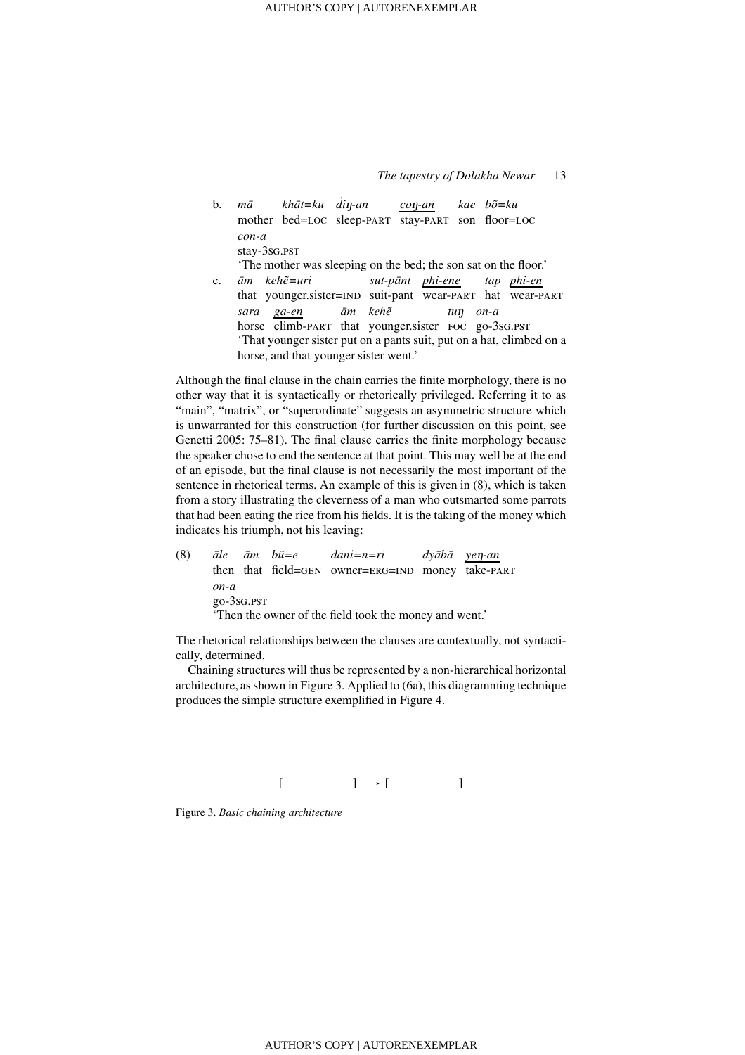b. *mā* *khāt=ku* *ḋiŋ-an* <u>*coŋ-an*</u> *kae* *bõ=ku*
mother bed=LOC sleep-PART stay-PART son floor=LOC
*con-a*
stay-3SG.PST
'The mother was sleeping on the bed; the son sat on the floor.'

c. *ām* *kehẽ=uri* *sut-pānt* <u>*phi-ene*</u> *tap* <u>*phi-en*</u>
that younger.sister=IND suit-pant wear-PART hat wear-PART
*sara* <u>*ga-en*</u> *ām* *kehẽ* *tuŋ* *on-a*
horse climb-PART that younger.sister FOC go-3SG.PST
'That younger sister put on a pants suit, put on a hat, climbed on a horse, and that younger sister went.'

Although the final clause in the chain carries the finite morphology, there is no other way that it is syntactically or rhetorically privileged. Referring it to as "main", "matrix", or "superordinate" suggests an asymmetric structure which is unwarranted for this construction (for further discussion on this point, see Genetti 2005: 75–81). The final clause carries the finite morphology because the speaker chose to end the sentence at that point. This may well be at the end of an episode, but the final clause is not necessarily the most important of the sentence in rhetorical terms. An example of this is given in (8), which is taken from a story illustrating the cleverness of a man who outsmarted some parrots that had been eating the rice from his fields. It is the taking of the money which indicates his triumph, not his leaving:

(8) *āle* *ām* *bũ=e* *dani=n=ri* *dyābā* <u>*yeŋ-an*</u>
then that field=GEN owner=ERG=IND money take-PART
*on-a*
go-3SG.PST
'Then the owner of the field took the money and went.'

The rhetorical relationships between the clauses are contextually, not syntactically, determined.

Chaining structures will thus be represented by a non-hierarchical horizontal architecture, as shown in Figure 3. Applied to (6a), this diagramming technique produces the simple structure exemplified in Figure 4.

[——————] ⟶ [——————]

Figure 3. *Basic chaining architecture*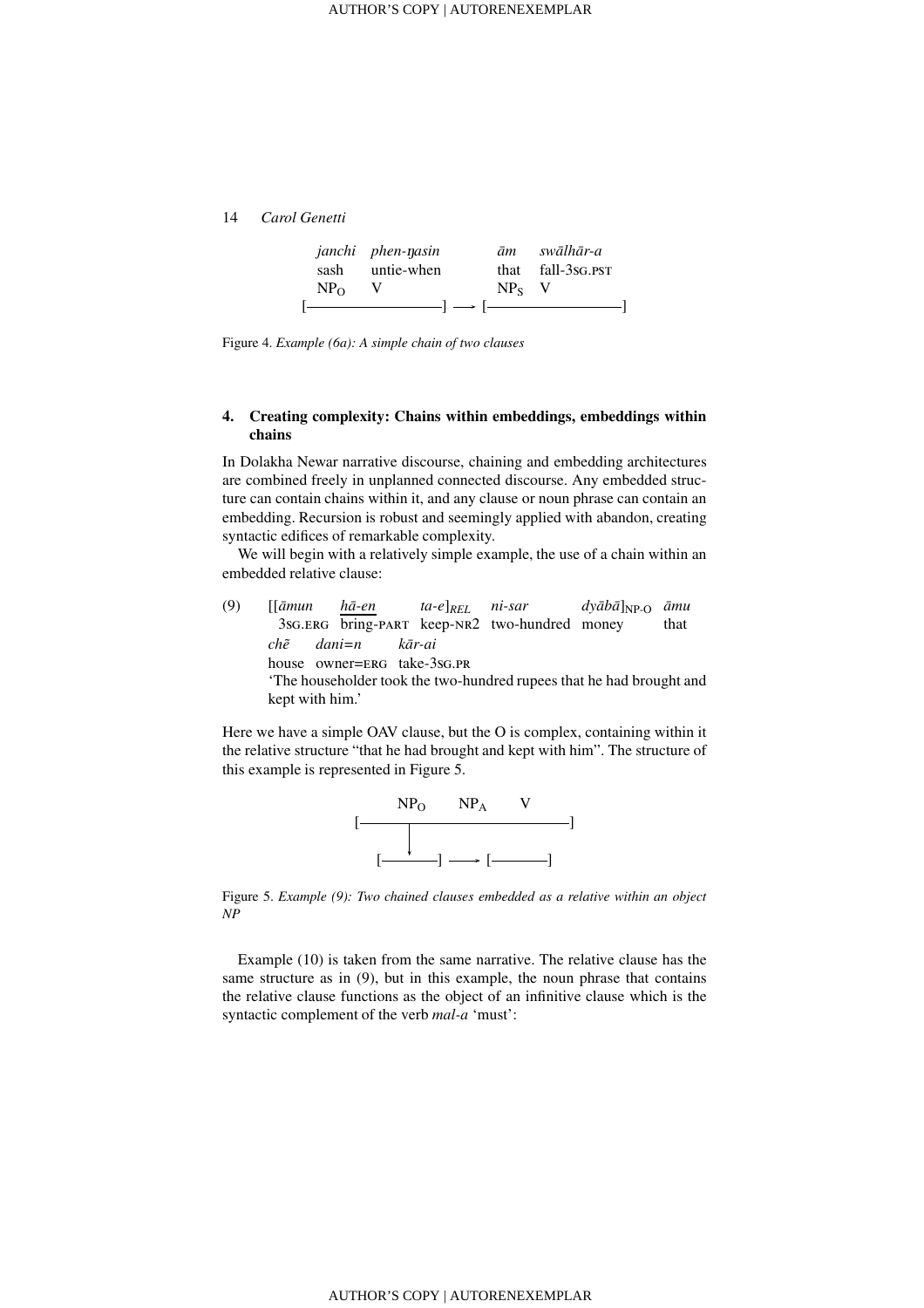```
janchi   phen-ŋasin        ām     swālhār-a
sash     untie-when        that   fall-3SG.PST
NP_O     V                 NP_S   V
[———————————————] ⟶ [———————————————]
```

Figure 4. *Example (6a): A simple chain of two clauses*

## 4. Creating complexity: Chains within embeddings, embeddings within chains

In Dolakha Newar narrative discourse, chaining and embedding architectures are combined freely in unplanned connected discourse. Any embedded structure can contain chains within it, and any clause or noun phrase can contain an embedding. Recursion is robust and seemingly applied with abandon, creating syntactic edifices of remarkable complexity.

We will begin with a relatively simple example, the use of a chain within an embedded relative clause:

(9) [[*āmun* *hā-en* *ta-e*]$_{REL}$ *ni-sar* *dyābā*]$_{\text{NP-O}}$ *āmu*
3SG.ERG bring-PART keep-NR2 two-hundred money that
*chẽ* *dani=n* *kār-ai*
house owner=ERG take-3SG.PR
'The householder took the two-hundred rupees that he had brought and kept with him.'

Here we have a simple OAV clause, but the O is complex, containing within it the relative structure "that he had brought and kept with him". The structure of this example is represented in Figure 5.

```
     NP_O    NP_A    V
[————————————————————————]
       |
       ↓
  [————————] ⟶ [————————]
```

Figure 5. *Example (9): Two chained clauses embedded as a relative within an object NP*

Example (10) is taken from the same narrative. The relative clause has the same structure as in (9), but in this example, the noun phrase that contains the relative clause functions as the object of an infinitive clause which is the syntactic complement of the verb *mal-a* 'must':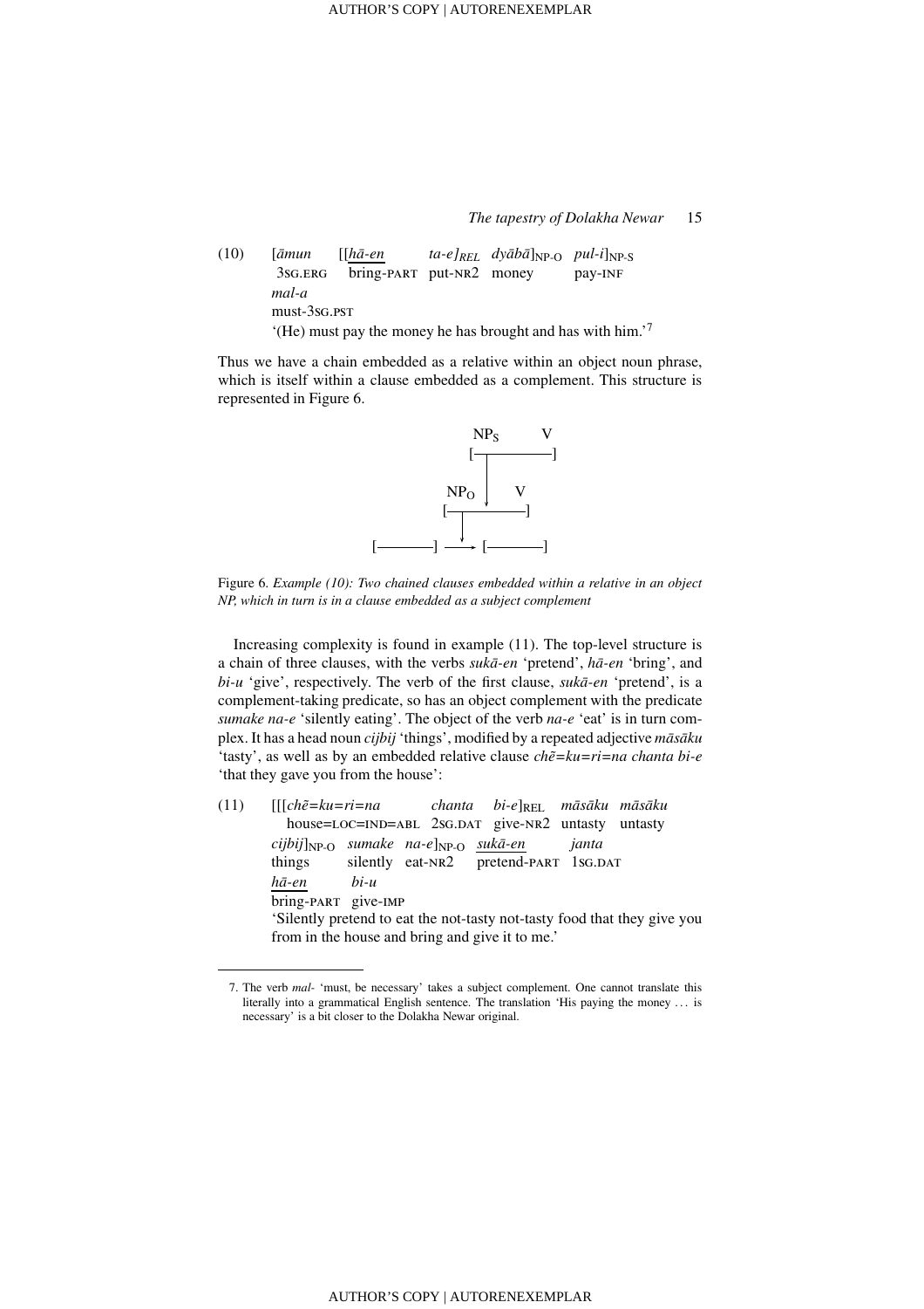(10) [*āmun* [[*hā-en* *ta-e*]$_{REL}$ *dyābā*]$_{NP-O}$ *pul-i*]$_{NP-S}$
3SG.ERG bring-PART put-NR2 money pay-INF
*mal-a*
must-3SG.PST
'(He) must pay the money he has brought and has with him.'[7]

Thus we have a chain embedded as a relative within an object noun phrase, which is itself within a clause embedded as a complement. This structure is represented in Figure 6.

Figure 6. *Example (10): Two chained clauses embedded within a relative in an object NP, which in turn is in a clause embedded as a subject complement*

Increasing complexity is found in example (11). The top-level structure is a chain of three clauses, with the verbs *sukā-en* 'pretend', *hā-en* 'bring', and *bi-u* 'give', respectively. The verb of the first clause, *sukā-en* 'pretend', is a complement-taking predicate, so has an object complement with the predicate *sumake na-e* 'silently eating'. The object of the verb *na-e* 'eat' is in turn complex. It has a head noun *cijbij* 'things', modified by a repeated adjective *māsāku* 'tasty', as well as by an embedded relative clause *chẽ=ku=ri=na chanta bi-e* 'that they gave you from the house':

(11) [[[*chẽ=ku=ri=na* *chanta* *bi-e*]$_{REL}$ *māsāku* *māsāku*
house=LOC=IND=ABL 2SG.DAT give-NR2 untasty untasty
*cijbij*]$_{NP-O}$ *sumake* *na-e*]$_{NP-O}$ *sukā-en* *janta*
things silently eat-NR2 pretend-PART 1SG.DAT
*hā-en* *bi-u*
bring-PART give-IMP
'Silently pretend to eat the not-tasty not-tasty food that they give you from in the house and bring and give it to me.'

7. The verb *mal-* 'must, be necessary' takes a subject complement. One cannot translate this literally into a grammatical English sentence. The translation 'His paying the money ... is necessary' is a bit closer to the Dolakha Newar original.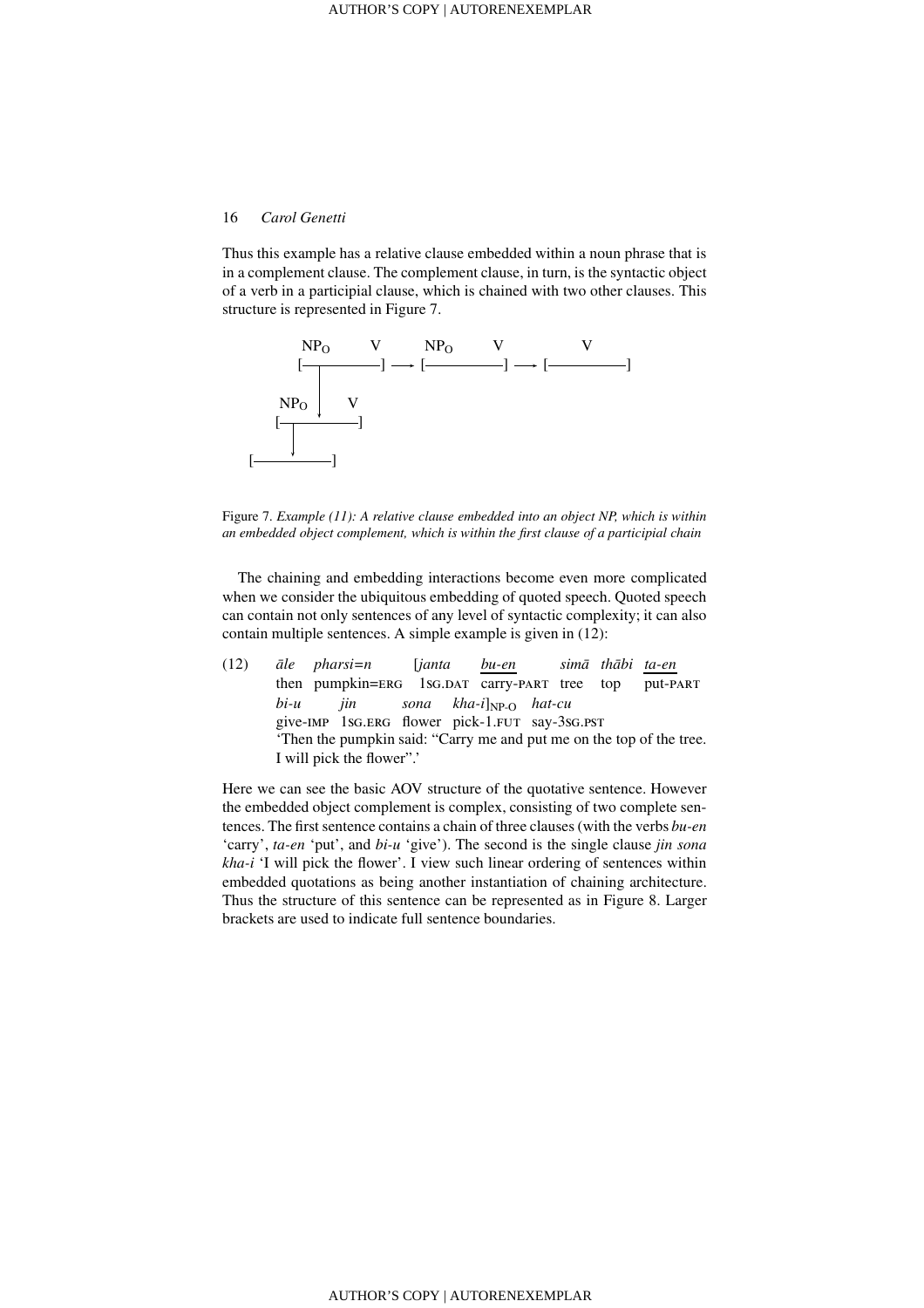Thus this example has a relative clause embedded within a noun phrase that is in a complement clause. The complement clause, in turn, is the syntactic object of a verb in a participial clause, which is chained with two other clauses. This structure is represented in Figure 7.

```
        NP_O       V      NP_O      V            V
      [——┬————————]  ⟶  [——————————]  ⟶  [——————————]
         |
  NP_O   ↓    V
   [——┬————————]
      |
      ↓
[——————————]
```

Figure 7. *Example (11): A relative clause embedded into an object NP, which is within an embedded object complement, which is within the first clause of a participial chain*

The chaining and embedding interactions become even more complicated when we consider the ubiquitous embedding of quoted speech. Quoted speech can contain not only sentences of any level of syntactic complexity; it can also contain multiple sentences. A simple example is given in (12):

(12) *āle pharsi=n [janta bu-en simā thābi ta-en*
then pumpkin=ERG 1SG.DAT carry-PART tree top put-PART
*bi-u jin sona kha-i*]$_{\text{NP-O}}$ *hat-cu*
give-IMP 1SG.ERG flower pick-1.FUT say-3SG.PST
'Then the pumpkin said: "Carry me and put me on the top of the tree. I will pick the flower".'

Here we can see the basic AOV structure of the quotative sentence. However the embedded object complement is complex, consisting of two complete sentences. The first sentence contains a chain of three clauses (with the verbs *bu-en* 'carry', *ta-en* 'put', and *bi-u* 'give'). The second is the single clause *jin sona kha-i* 'I will pick the flower'. I view such linear ordering of sentences within embedded quotations as being another instantiation of chaining architecture. Thus the structure of this sentence can be represented as in Figure 8. Larger brackets are used to indicate full sentence boundaries.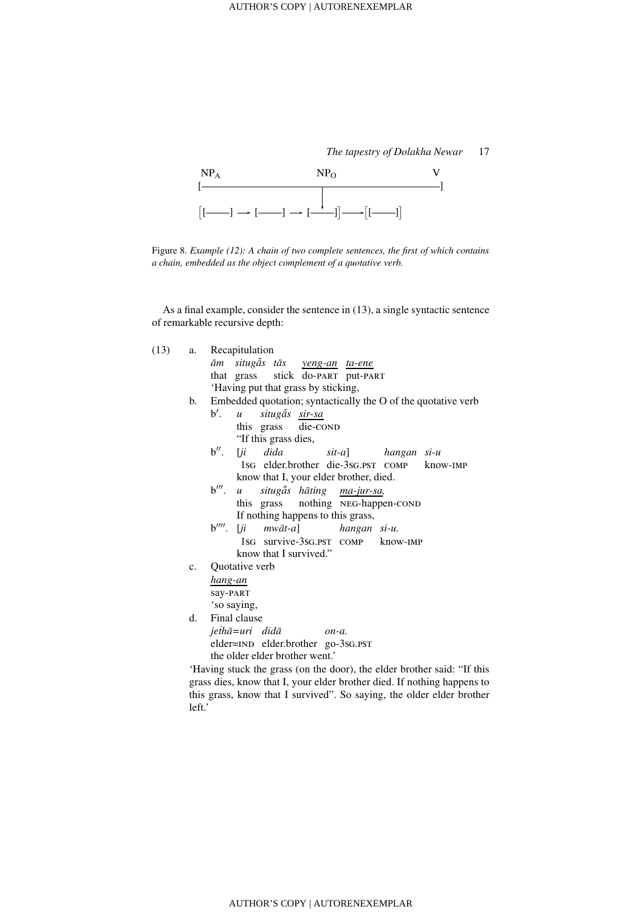NP$_A$ NP$_O$ V

```
[——————————————————————————————————————————]
                         |
                         ↓
[[———] → [———] → [———]] ——→ [[———]]
```

Figure 8. *Example (12): A chain of two complete sentences, the first of which contains a chain, embedded as the object complement of a quotative verb.*

As a final example, consider the sentence in (13), a single syntactic sentence of remarkable recursive depth:

(13) a. Recapitulation

*ām situgā̃s tās <u>yeng-an</u> <u>ta-ene</u>*
that grass stick do-PART put-PART
'Having put that grass by sticking,

b. Embedded quotation; syntactically the O of the quotative verb

b′. *u situgā̃s <u>sir-sa</u>*
this grass die-COND
"If this grass dies,

b″. [*ji dida sit-a*] *hangan si-u*
1SG elder.brother die-3SG.PST COMP know-IMP
know that I, your elder brother, died.

b‴. *u situgā̃s hāting <u>ma-jur-sa,</u>*
this grass nothing NEG-happen-COND
If nothing happens to this grass,

b⁗. [*ji mwāt-a*] *hangan si-u.*
1SG survive-3SG.PST COMP know-IMP
know that I survived."

c. Quotative verb

*<u>hang-an</u>*
say-PART
'so saying,

d. Final clause

*jeihā=uri didā on-a.*
elder=IND elder.brother go-3SG.PST
the older elder brother went.'

'Having stuck the grass (on the door), the elder brother said: "If this grass dies, know that I, your elder brother died. If nothing happens to this grass, know that I survived". So saying, the older elder brother left.'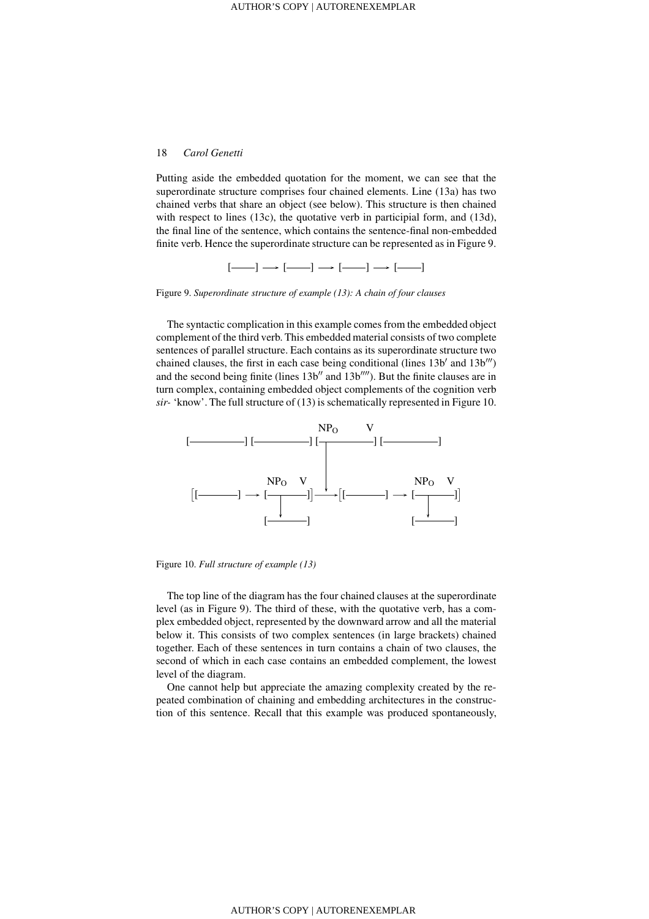Putting aside the embedded quotation for the moment, we can see that the superordinate structure comprises four chained elements. Line (13a) has two chained verbs that share an object (see below). This structure is then chained with respect to lines (13c), the quotative verb in participial form, and (13d), the final line of the sentence, which contains the sentence-final non-embedded finite verb. Hence the superordinate structure can be represented as in Figure 9.

[——] ⟶ [——] ⟶ [——] ⟶ [——]

Figure 9. *Superordinate structure of example (13): A chain of four clauses*

The syntactic complication in this example comes from the embedded object complement of the third verb. This embedded material consists of two complete sentences of parallel structure. Each contains as its superordinate structure two chained clauses, the first in each case being conditional (lines 13b′ and 13b‴) and the second being finite (lines 13b″ and 13b⁗). But the finite clauses are in turn complex, containing embedded object complements of the cognition verb *sir-* 'know'. The full structure of (13) is schematically represented in Figure 10.

Figure 10. *Full structure of example (13)*

The top line of the diagram has the four chained clauses at the superordinate level (as in Figure 9). The third of these, with the quotative verb, has a complex embedded object, represented by the downward arrow and all the material below it. This consists of two complex sentences (in large brackets) chained together. Each of these sentences in turn contains a chain of two clauses, the second of which in each case contains an embedded complement, the lowest level of the diagram.

One cannot help but appreciate the amazing complexity created by the repeated combination of chaining and embedding architectures in the construction of this sentence. Recall that this example was produced spontaneously,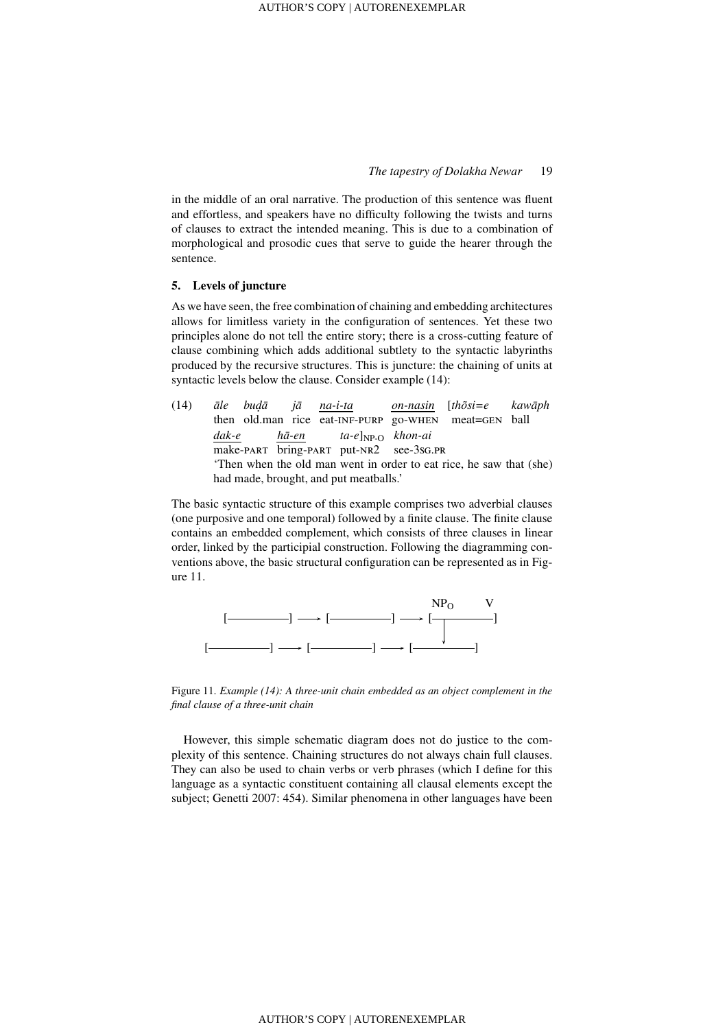in the middle of an oral narrative. The production of this sentence was fluent and effortless, and speakers have no difficulty following the twists and turns of clauses to extract the intended meaning. This is due to a combination of morphological and prosodic cues that serve to guide the hearer through the sentence.

### 5. Levels of juncture

As we have seen, the free combination of chaining and embedding architectures allows for limitless variety in the configuration of sentences. Yet these two principles alone do not tell the entire story; there is a cross-cutting feature of clause combining which adds additional subtlety to the syntactic labyrinths produced by the recursive structures. This is juncture: the chaining of units at syntactic levels below the clause. Consider example (14):

(14) *āle buḍā jā <u>na-i-ta</u> <u>on-nasin</u>* [*thõsi=e kawāph*
then old.man rice eat-INF-PURP go-WHEN meat=GEN ball
*<u>dak-e</u> <u>hā-en</u> ta-e*]$_{\text{NP-O}}$ *khon-ai*
make-PART bring-PART put-NR2 see-3SG.PR
'Then when the old man went in order to eat rice, he saw that (she) had made, brought, and put meatballs.'

The basic syntactic structure of this example comprises two adverbial clauses (one purposive and one temporal) followed by a finite clause. The finite clause contains an embedded complement, which consists of three clauses in linear order, linked by the participial construction. Following the diagramming conventions above, the basic structural configuration can be represented as in Figure 11.

```
                                        NP_O      V
      [——————] ——→ [——————] ——→ [——┬————]
                                       |
  [——————] ——→ [——————] ——→ [——↓————]
```

Figure 11. *Example (14): A three-unit chain embedded as an object complement in the final clause of a three-unit chain*

However, this simple schematic diagram does not do justice to the complexity of this sentence. Chaining structures do not always chain full clauses. They can also be used to chain verbs or verb phrases (which I define for this language as a syntactic constituent containing all clausal elements except the subject; Genetti 2007: 454). Similar phenomena in other languages have been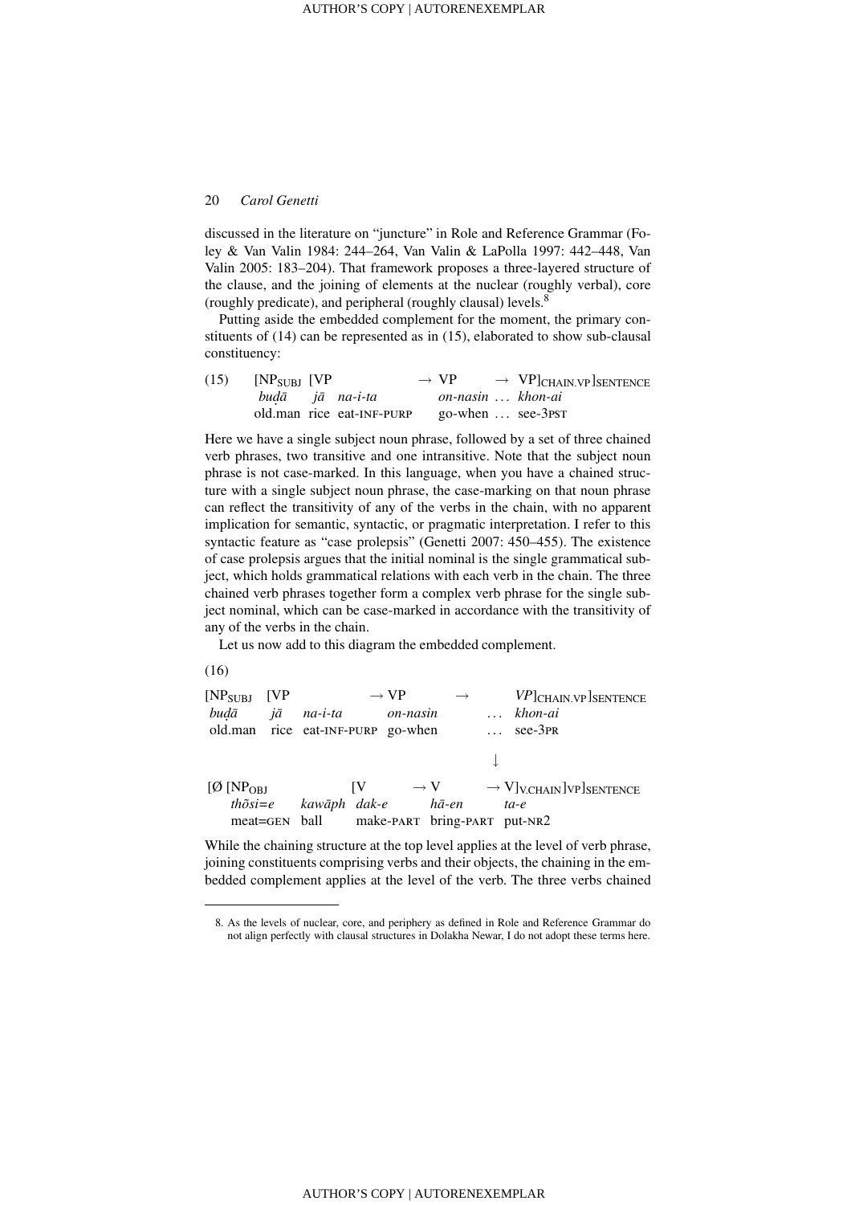discussed in the literature on "juncture" in Role and Reference Grammar (Foley & Van Valin 1984: 244–264, Van Valin & LaPolla 1997: 442–448, Van Valin 2005: 183–204). That framework proposes a three-layered structure of the clause, and the joining of elements at the nuclear (roughly verbal), core (roughly predicate), and peripheral (roughly clausal) levels.[8]

Putting aside the embedded complement for the moment, the primary constituents of (14) can be represented as in (15), elaborated to show sub-clausal constituency:

```
(15)  [NP_SUBJ [VP                 → VP        → VP]_CHAIN.VP]_SENTENCE
       buḍā     jā   na-i-ta         on-nasin … khon-ai
       old.man  rice eat-INF-PURP    go-when  … see-3PST
```

Here we have a single subject noun phrase, followed by a set of three chained verb phrases, two transitive and one intransitive. Note that the subject noun phrase is not case-marked. In this language, when you have a chained structure with a single subject noun phrase, the case-marking on that noun phrase can reflect the transitivity of any of the verbs in the chain, with no apparent implication for semantic, syntactic, or pragmatic interpretation. I refer to this syntactic feature as "case prolepsis" (Genetti 2007: 450–455). The existence of case prolepsis argues that the initial nominal is the single grammatical subject, which holds grammatical relations with each verb in the chain. The three chained verb phrases together form a complex verb phrase for the single subject nominal, which can be case-marked in accordance with the transitivity of any of the verbs in the chain.

Let us now add to this diagram the embedded complement.

(16)

```
[NP_SUBJ  [VP                  → VP        →      VP]_CHAIN.VP]_SENTENCE
 buḍā      jā   na-i-ta          on-nasin          … khon-ai
 old.man   rice eat-INF-PURP     go-when           … see-3PR

                                                   ↓

[Ø [NP_OBJ               [V          → V          → V]_V.CHAIN]_VP]_SENTENCE
    thõsi=e    kawāph    dak-e         hā-en        ta-e
    meat=GEN   ball      make-PART     bring-PART   put-NR2
```

While the chaining structure at the top level applies at the level of verb phrase, joining constituents comprising verbs and their objects, the chaining in the embedded complement applies at the level of the verb. The three verbs chained

---

8. As the levels of nuclear, core, and periphery as defined in Role and Reference Grammar do not align perfectly with clausal structures in Dolakha Newar, I do not adopt these terms here.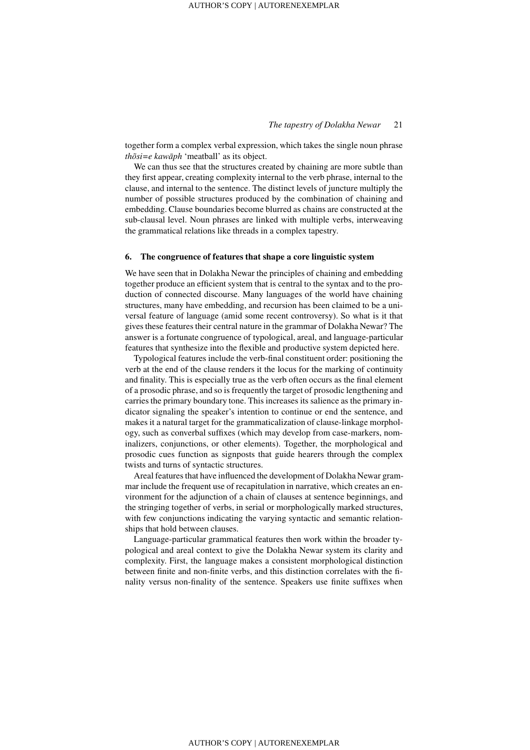together form a complex verbal expression, which takes the single noun phrase *thõsi=e kawāph* 'meatball' as its object.

We can thus see that the structures created by chaining are more subtle than they first appear, creating complexity internal to the verb phrase, internal to the clause, and internal to the sentence. The distinct levels of juncture multiply the number of possible structures produced by the combination of chaining and embedding. Clause boundaries become blurred as chains are constructed at the sub-clausal level. Noun phrases are linked with multiple verbs, interweaving the grammatical relations like threads in a complex tapestry.

## 6. The congruence of features that shape a core linguistic system

We have seen that in Dolakha Newar the principles of chaining and embedding together produce an efficient system that is central to the syntax and to the production of connected discourse. Many languages of the world have chaining structures, many have embedding, and recursion has been claimed to be a universal feature of language (amid some recent controversy). So what is it that gives these features their central nature in the grammar of Dolakha Newar? The answer is a fortunate congruence of typological, areal, and language-particular features that synthesize into the flexible and productive system depicted here.

Typological features include the verb-final constituent order: positioning the verb at the end of the clause renders it the locus for the marking of continuity and finality. This is especially true as the verb often occurs as the final element of a prosodic phrase, and so is frequently the target of prosodic lengthening and carries the primary boundary tone. This increases its salience as the primary indicator signaling the speaker's intention to continue or end the sentence, and makes it a natural target for the grammaticalization of clause-linkage morphology, such as converbal suffixes (which may develop from case-markers, nominalizers, conjunctions, or other elements). Together, the morphological and prosodic cues function as signposts that guide hearers through the complex twists and turns of syntactic structures.

Areal features that have influenced the development of Dolakha Newar grammar include the frequent use of recapitulation in narrative, which creates an environment for the adjunction of a chain of clauses at sentence beginnings, and the stringing together of verbs, in serial or morphologically marked structures, with few conjunctions indicating the varying syntactic and semantic relationships that hold between clauses.

Language-particular grammatical features then work within the broader typological and areal context to give the Dolakha Newar system its clarity and complexity. First, the language makes a consistent morphological distinction between finite and non-finite verbs, and this distinction correlates with the finality versus non-finality of the sentence. Speakers use finite suffixes when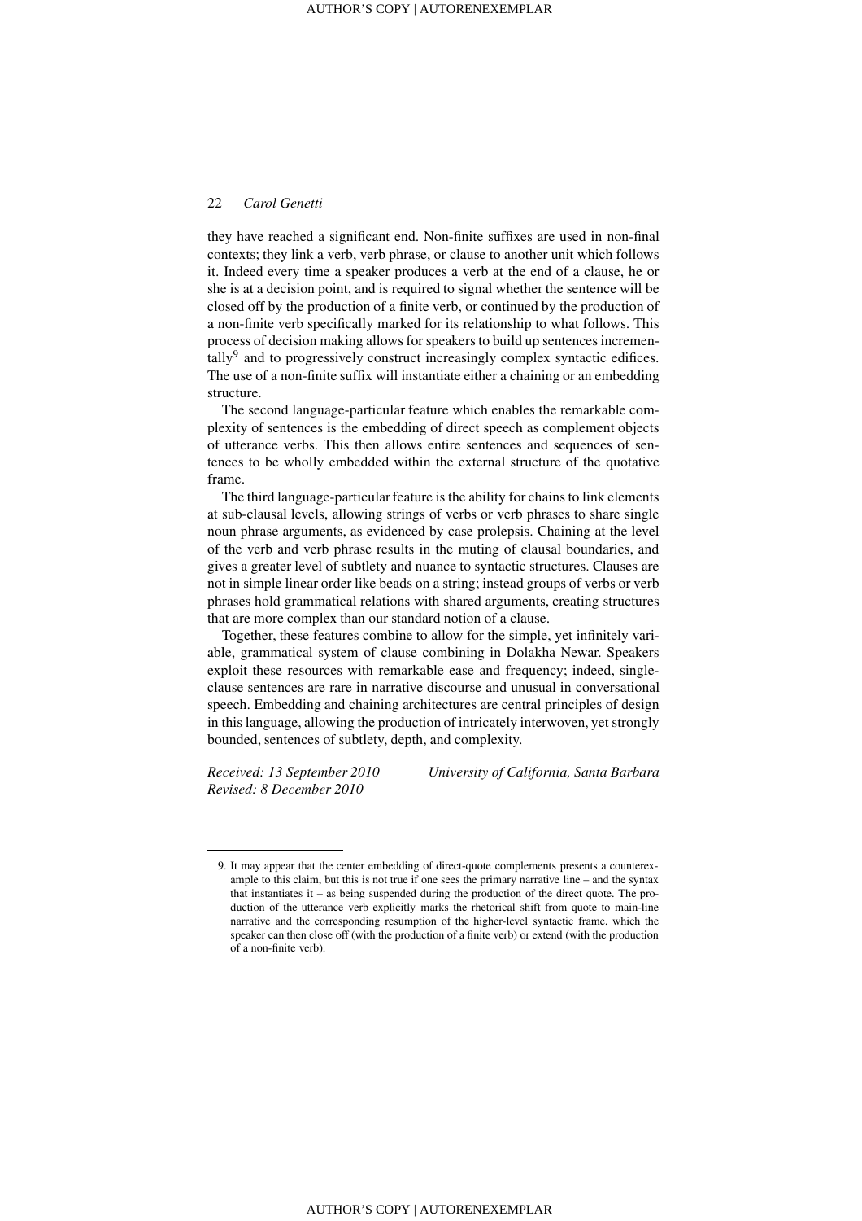they have reached a significant end. Non-finite suffixes are used in non-final contexts; they link a verb, verb phrase, or clause to another unit which follows it. Indeed every time a speaker produces a verb at the end of a clause, he or she is at a decision point, and is required to signal whether the sentence will be closed off by the production of a finite verb, or continued by the production of a non-finite verb specifically marked for its relationship to what follows. This process of decision making allows for speakers to build up sentences incrementally[9] and to progressively construct increasingly complex syntactic edifices. The use of a non-finite suffix will instantiate either a chaining or an embedding structure.

The second language-particular feature which enables the remarkable complexity of sentences is the embedding of direct speech as complement objects of utterance verbs. This then allows entire sentences and sequences of sentences to be wholly embedded within the external structure of the quotative frame.

The third language-particular feature is the ability for chains to link elements at sub-clausal levels, allowing strings of verbs or verb phrases to share single noun phrase arguments, as evidenced by case prolepsis. Chaining at the level of the verb and verb phrase results in the muting of clausal boundaries, and gives a greater level of subtlety and nuance to syntactic structures. Clauses are not in simple linear order like beads on a string; instead groups of verbs or verb phrases hold grammatical relations with shared arguments, creating structures that are more complex than our standard notion of a clause.

Together, these features combine to allow for the simple, yet infinitely variable, grammatical system of clause combining in Dolakha Newar. Speakers exploit these resources with remarkable ease and frequency; indeed, single-clause sentences are rare in narrative discourse and unusual in conversational speech. Embedding and chaining architectures are central principles of design in this language, allowing the production of intricately interwoven, yet strongly bounded, sentences of subtlety, depth, and complexity.

*Received: 13 September 2010*
*Revised: 8 December 2010*

*University of California, Santa Barbara*

---

9. It may appear that the center embedding of direct-quote complements presents a counterexample to this claim, but this is not true if one sees the primary narrative line – and the syntax that instantiates it – as being suspended during the production of the direct quote. The production of the utterance verb explicitly marks the rhetorical shift from quote to main-line narrative and the corresponding resumption of the higher-level syntactic frame, which the speaker can then close off (with the production of a finite verb) or extend (with the production of a non-finite verb).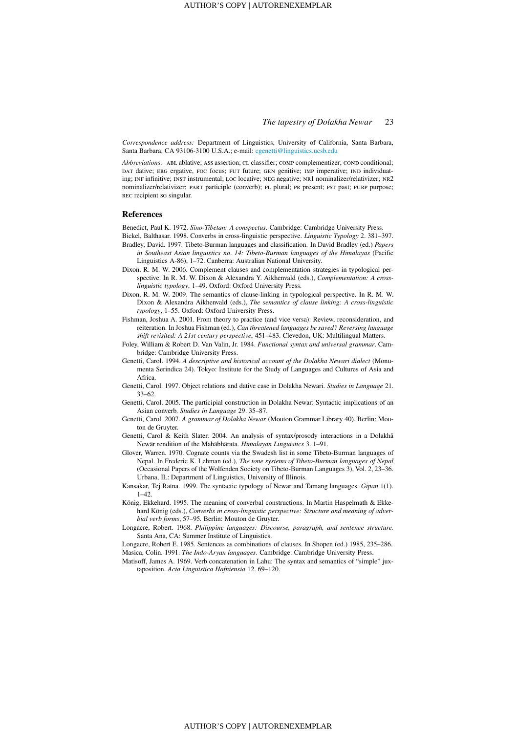*Correspondence address:* Department of Linguistics, University of California, Santa Barbara, Santa Barbara, CA 93106-3100 U.S.A.; e-mail: cgenetti@linguistics.ucsb.edu

*Abbreviations:* ABL ablative; ASS assertion; CL classifier; COMP complementizer; COND conditional; DAT dative; ERG ergative, FOC focus; FUT future; GEN genitive; IMP imperative; IND individuating; INF infinitive; INST instrumental; LOC locative; NEG negative; NR1 nominalizer/relativizer; NR2 nominalizer/relativizer; PART participle (converb); PL plural; PR present; PST past; PURP purpose; REC recipient SG singular.

## References

Benedict, Paul K. 1972. *Sino-Tibetan: A conspectus*. Cambridge: Cambridge University Press.

Bickel, Balthasar. 1998. Converbs in cross-linguistic perspective. *Linguistic Typology* 2. 381–397.

Bradley, David. 1997. Tibeto-Burman languages and classification. In David Bradley (ed.) *Papers in Southeast Asian linguistics no. 14: Tibeto-Burman languages of the Himalayas* (Pacific Linguistics A-86), 1–72. Canberra: Australian National University.

Dixon, R. M. W. 2006. Complement clauses and complementation strategies in typological perspective. In R. M. W. Dixon & Alexandra Y. Aikhenvald (eds.), *Complementation: A cross-linguistic typology*, 1–49. Oxford: Oxford University Press.

Dixon, R. M. W. 2009. The semantics of clause-linking in typological perspective. In R. M. W. Dixon & Alexandra Aikhenvald (eds.), *The semantics of clause linking: A cross-linguistic typology*, 1–55. Oxford: Oxford University Press.

Fishman, Joshua A. 2001. From theory to practice (and vice versa): Review, reconsideration, and reiteration. In Joshua Fishman (ed.), *Can threatened languages be saved? Reversing language shift revisited: A 21st century perspective*, 451–483. Clevedon, UK: Multilingual Matters.

Foley, William & Robert D. Van Valin, Jr. 1984. *Functional syntax and universal grammar*. Cambridge: Cambridge University Press.

Genetti, Carol. 1994. *A descriptive and historical account of the Dolakha Newari dialect* (Monumenta Serindica 24). Tokyo: Institute for the Study of Languages and Cultures of Asia and Africa.

Genetti, Carol. 1997. Object relations and dative case in Dolakha Newari. *Studies in Language* 21. 33–62.

Genetti, Carol. 2005. The participial construction in Dolakha Newar: Syntactic implications of an Asian converb. *Studies in Language* 29. 35–87.

Genetti, Carol. 2007. *A grammar of Dolakha Newar* (Mouton Grammar Library 40). Berlin: Mouton de Gruyter.

Genetti, Carol & Keith Slater. 2004. An analysis of syntax/prosody interactions in a Dolakhā Newār rendition of the Mahābhārata. *Himalayan Linguistics* 3. 1–91.

Glover, Warren. 1970. Cognate counts via the Swadesh list in some Tibeto-Burman languages of Nepal. In Frederic K. Lehman (ed.), *The tone systems of Tibeto-Burman languages of Nepal* (Occasional Papers of the Wolfenden Society on Tibeto-Burman Languages 3), Vol. 2, 23–36. Urbana, IL: Department of Linguistics, University of Illinois.

Kansakar, Tej Ratna. 1999. The syntactic typology of Newar and Tamang languages. *Gipan* 1(1). 1–42.

König, Ekkehard. 1995. The meaning of converbal constructions. In Martin Haspelmath & Ekkehard König (eds.), *Converbs in cross-linguistic perspective: Structure and meaning of adverbial verb forms*, 57–95. Berlin: Mouton de Gruyter.

Longacre, Robert. 1968. *Philippine languages: Discourse, paragraph, and sentence structure.* Santa Ana, CA: Summer Institute of Linguistics.

Longacre, Robert E. 1985. Sentences as combinations of clauses. In Shopen (ed.) 1985, 235–286.

Masica, Colin. 1991. *The Indo-Aryan languages*. Cambridge: Cambridge University Press.

Matisoff, James A. 1969. Verb concatenation in Lahu: The syntax and semantics of "simple" juxtaposition. *Acta Linguistica Hafniensia* 12. 69–120.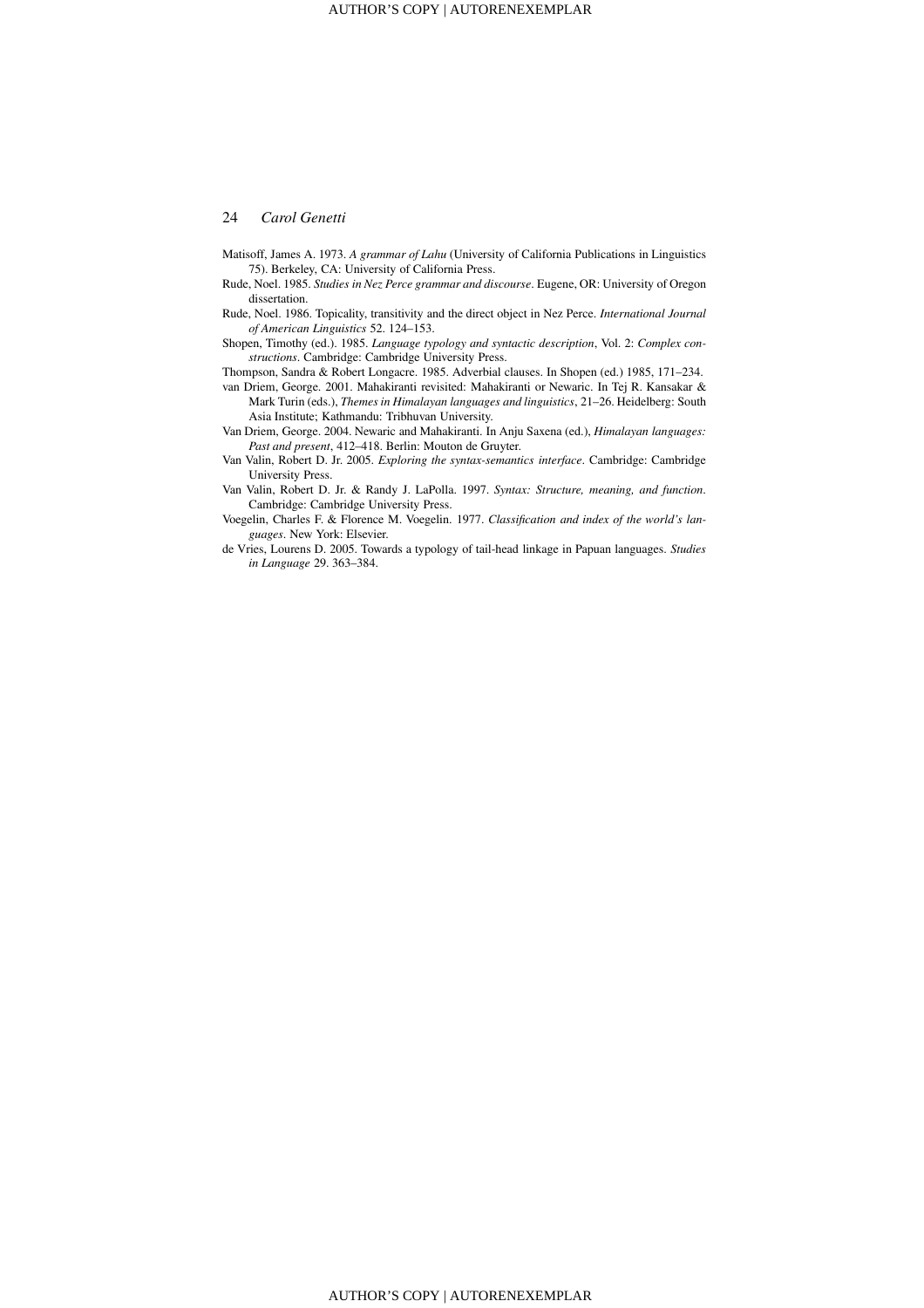Matisoff, James A. 1973. *A grammar of Lahu* (University of California Publications in Linguistics 75). Berkeley, CA: University of California Press.

Rude, Noel. 1985. *Studies in Nez Perce grammar and discourse*. Eugene, OR: University of Oregon dissertation.

Rude, Noel. 1986. Topicality, transitivity and the direct object in Nez Perce. *International Journal of American Linguistics* 52. 124–153.

Shopen, Timothy (ed.). 1985. *Language typology and syntactic description*, Vol. 2: *Complex constructions*. Cambridge: Cambridge University Press.

Thompson, Sandra & Robert Longacre. 1985. Adverbial clauses. In Shopen (ed.) 1985, 171–234.

van Driem, George. 2001. Mahakiranti revisited: Mahakiranti or Newaric. In Tej R. Kansakar & Mark Turin (eds.), *Themes in Himalayan languages and linguistics*, 21–26. Heidelberg: South Asia Institute; Kathmandu: Tribhuvan University.

Van Driem, George. 2004. Newaric and Mahakiranti. In Anju Saxena (ed.), *Himalayan languages: Past and present*, 412–418. Berlin: Mouton de Gruyter.

Van Valin, Robert D. Jr. 2005. *Exploring the syntax-semantics interface*. Cambridge: Cambridge University Press.

Van Valin, Robert D. Jr. & Randy J. LaPolla. 1997. *Syntax: Structure, meaning, and function*. Cambridge: Cambridge University Press.

Voegelin, Charles F. & Florence M. Voegelin. 1977. *Classification and index of the world's languages*. New York: Elsevier.

de Vries, Lourens D. 2005. Towards a typology of tail-head linkage in Papuan languages. *Studies in Language* 29. 363–384.